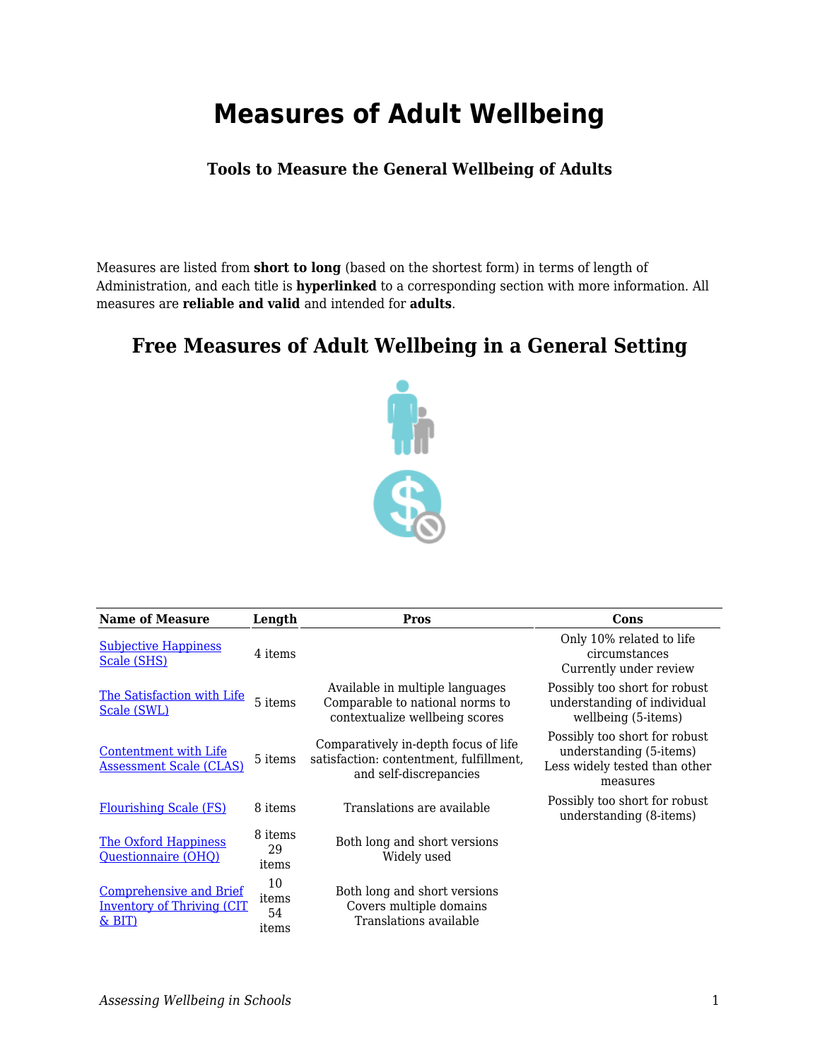# Measures of Adult Wellbeing

### Tools to Measure the General Wellbeing of Adults

Measures are listed from **short to long** (based on the shortest form) in terms of length of Administration, and each title is **hyperlinked** to a corresponding section with more information. All measures are **reliable and valid** and intended for **adults**.

## Free Measures of Adult Wellbeing in a General Setting

| Name of Measure | Length | Pros | Cons |
|---|---|---|---|
| Subjective Happiness Scale (SHS) | 4 items | | Only 10% related to life circumstances<br>Currently under review |
| The Satisfaction with Life Scale (SWL) | 5 items | Available in multiple languages<br>Comparable to national norms to contextualize wellbeing scores | Possibly too short for robust understanding of individual wellbeing (5-items) |
| Contentment with Life Assessment Scale (CLAS) | 5 items | Comparatively in-depth focus of life satisfaction: contentment, fulfillment, and self-discrepancies | Possibly too short for robust understanding (5-items)<br>Less widely tested than other measures |
| Flourishing Scale (FS) | 8 items | Translations are available | Possibly too short for robust understanding (8-items) |
| The Oxford Happiness Questionnaire (OHQ) | 8 items<br>29 items | Both long and short versions<br>Widely used | |
| Comprehensive and Brief Inventory of Thriving (CIT & BIT) | 10 items<br>54 items | Both long and short versions<br>Covers multiple domains<br>Translations available | |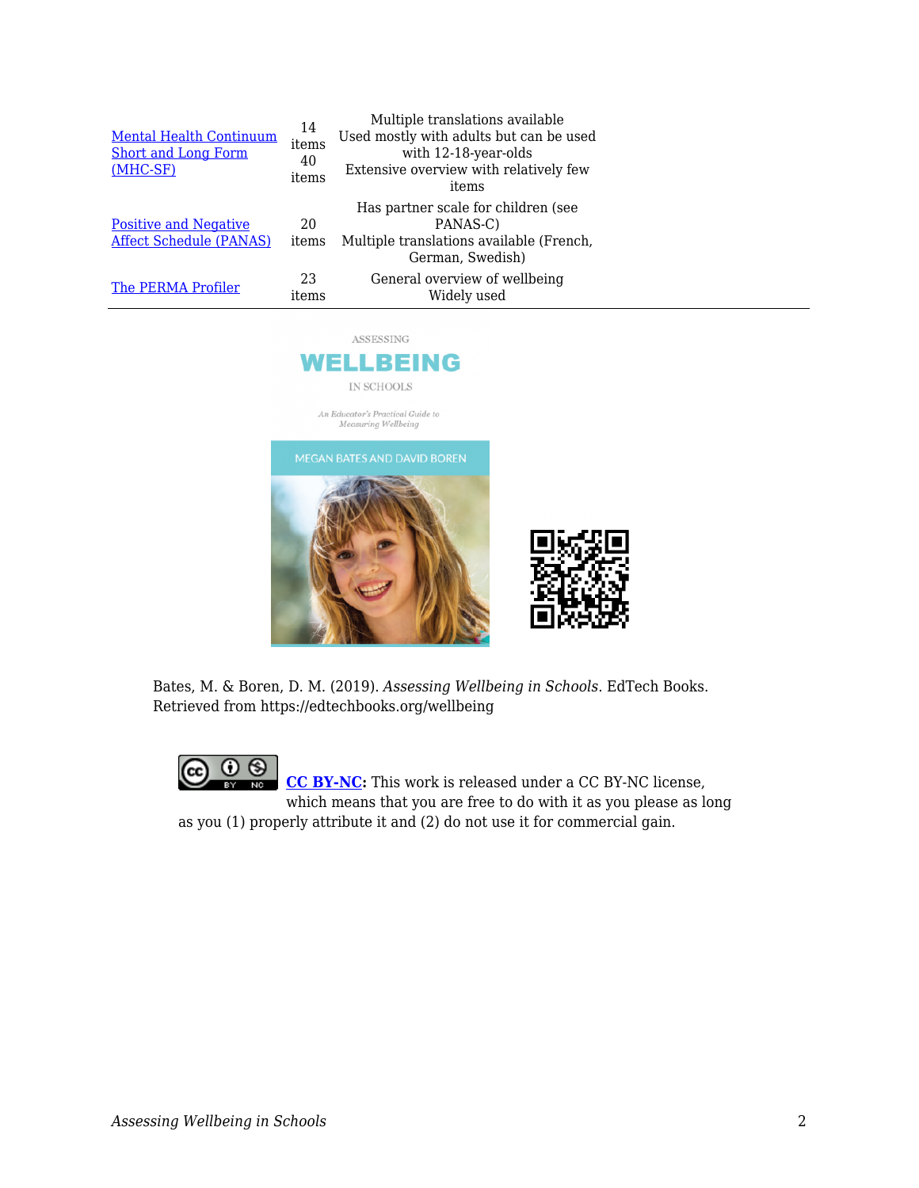| | | |
|---|---|---|
| Mental Health Continuum Short and Long Form (MHC-SF) | 14 items<br>40 items | Multiple translations available<br>Used mostly with adults but can be used with 12-18-year-olds<br>Extensive overview with relatively few items |
| Positive and Negative Affect Schedule (PANAS) | 20 items | Has partner scale for children (see PANAS-C)<br>Multiple translations available (French, German, Swedish) |
| The PERMA Profiler | 23 items | General overview of wellbeing<br>Widely used |

Bates, M. & Boren, D. M. (2019). *Assessing Wellbeing in Schools*. EdTech Books. Retrieved from https://edtechbooks.org/wellbeing

**CC BY-NC:** This work is released under a CC BY-NC license, which means that you are free to do with it as you please as long as you (1) properly attribute it and (2) do not use it for commercial gain.